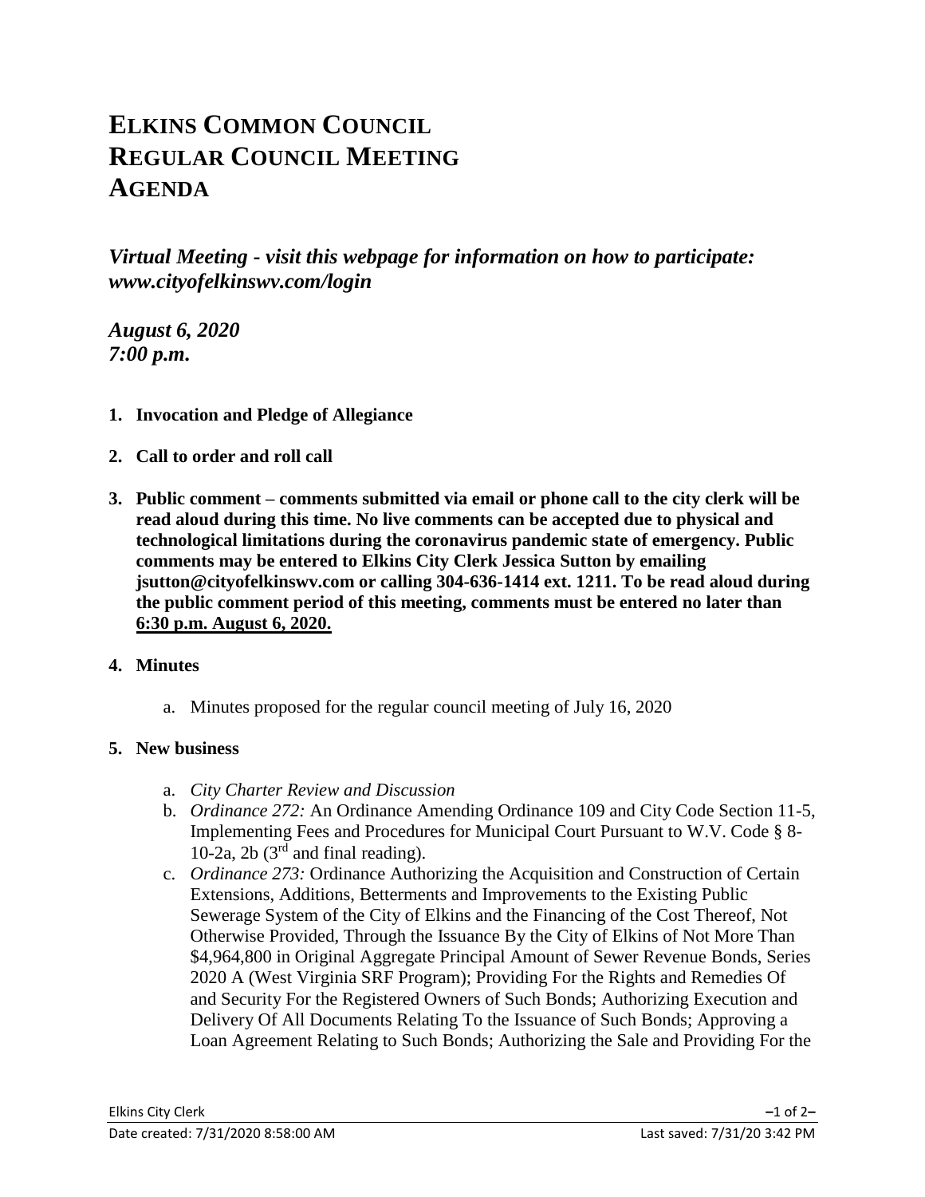# ELKINS COMMON COUNCIL
# REGULAR COUNCIL MEETING
# AGENDA

***Virtual Meeting - visit this webpage for information on how to participate: www.cityofelkinswv.com/login***

***August 6, 2020***
***7:00 p.m.***

1. **Invocation and Pledge of Allegiance**

2. **Call to order and roll call**

3. **Public comment – comments submitted via email or phone call to the city clerk will be read aloud during this time. No live comments can be accepted due to physical and technological limitations during the coronavirus pandemic state of emergency. Public comments may be entered to Elkins City Clerk Jessica Sutton by emailing jsutton@cityofelkinswv.com or calling 304-636-1414 ext. 1211. To be read aloud during the public comment period of this meeting, comments must be entered no later than <u>6:30 p.m. August 6, 2020.</u>**

4. **Minutes**

    a. Minutes proposed for the regular council meeting of July 16, 2020

5. **New business**

    a. *City Charter Review and Discussion*
    b. *Ordinance 272:* An Ordinance Amending Ordinance 109 and City Code Section 11-5, Implementing Fees and Procedures for Municipal Court Pursuant to W.V. Code § 8-10-2a, 2b (3rd and final reading).
    c. *Ordinance 273:* Ordinance Authorizing the Acquisition and Construction of Certain Extensions, Additions, Betterments and Improvements to the Existing Public Sewerage System of the City of Elkins and the Financing of the Cost Thereof, Not Otherwise Provided, Through the Issuance By the City of Elkins of Not More Than $4,964,800 in Original Aggregate Principal Amount of Sewer Revenue Bonds, Series 2020 A (West Virginia SRF Program); Providing For the Rights and Remedies Of and Security For the Registered Owners of Such Bonds; Authorizing Execution and Delivery Of All Documents Relating To the Issuance of Such Bonds; Approving a Loan Agreement Relating to Such Bonds; Authorizing the Sale and Providing For the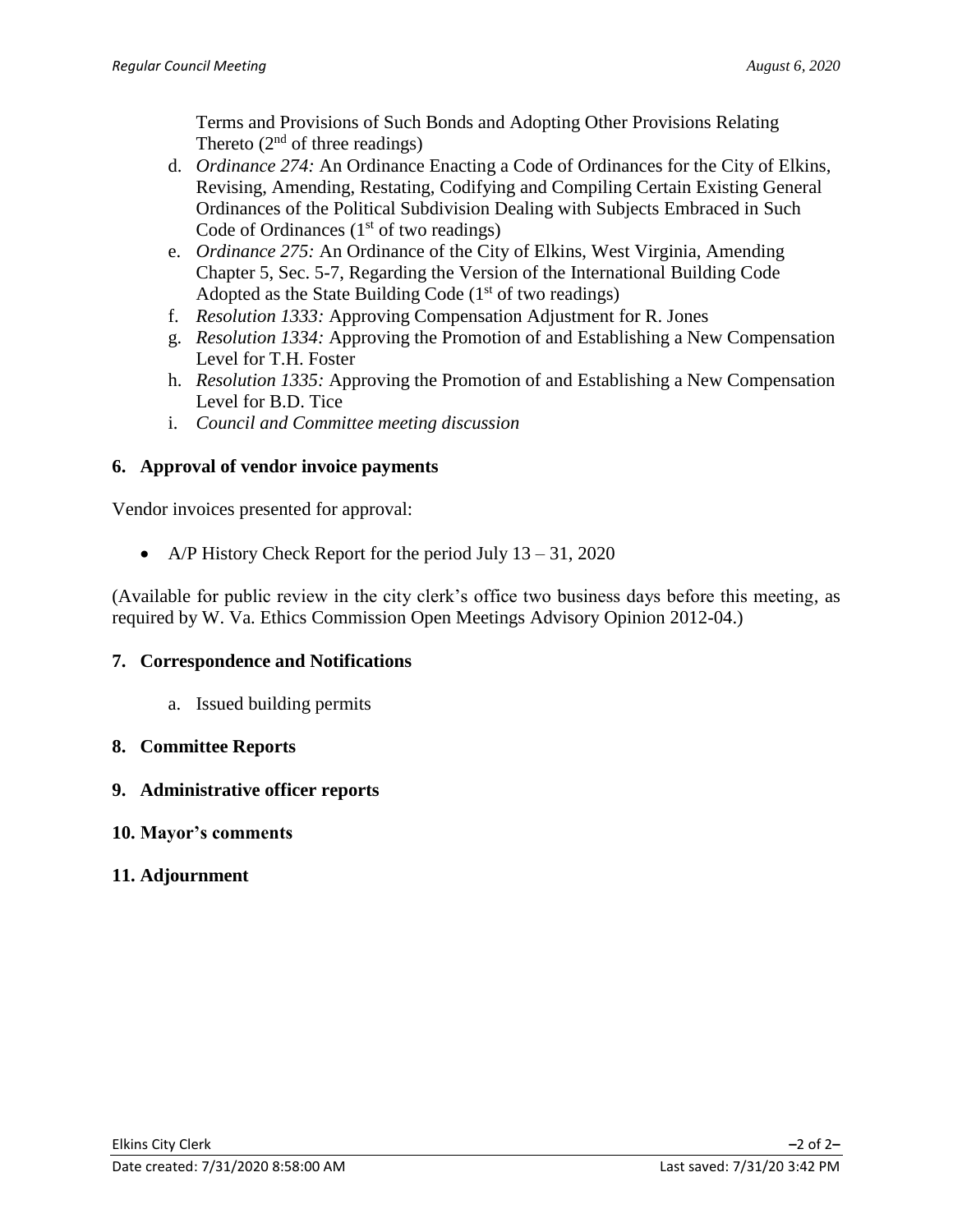Terms and Provisions of Such Bonds and Adopting Other Provisions Relating Thereto (2nd of three readings)

d. *Ordinance 274:* An Ordinance Enacting a Code of Ordinances for the City of Elkins, Revising, Amending, Restating, Codifying and Compiling Certain Existing General Ordinances of the Political Subdivision Dealing with Subjects Embraced in Such Code of Ordinances (1st of two readings)
e. *Ordinance 275:* An Ordinance of the City of Elkins, West Virginia, Amending Chapter 5, Sec. 5-7, Regarding the Version of the International Building Code Adopted as the State Building Code (1st of two readings)
f. *Resolution 1333:* Approving Compensation Adjustment for R. Jones
g. *Resolution 1334:* Approving the Promotion of and Establishing a New Compensation Level for T.H. Foster
h. *Resolution 1335:* Approving the Promotion of and Establishing a New Compensation Level for B.D. Tice
i. *Council and Committee meeting discussion*

**6. Approval of vendor invoice payments**

Vendor invoices presented for approval:

- A/P History Check Report for the period July 13 – 31, 2020

(Available for public review in the city clerk's office two business days before this meeting, as required by W. Va. Ethics Commission Open Meetings Advisory Opinion 2012-04.)

**7. Correspondence and Notifications**

a. Issued building permits

**8. Committee Reports**

**9. Administrative officer reports**

**10. Mayor's comments**

**11. Adjournment**